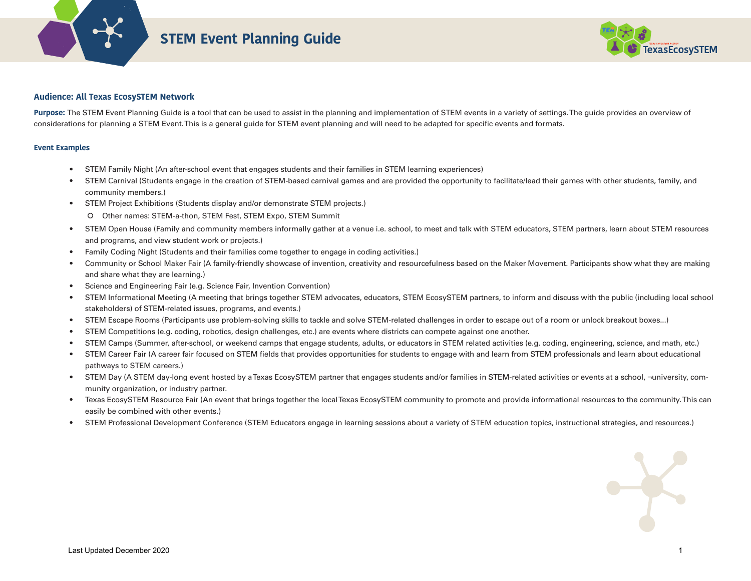# STEM Event Planning Guide

### Audience: All Texas EcosySTEM Network

**Purpose:** The STEM Event Planning Guide is a tool that can be used to assist in the planning and implementation of STEM events in a variety of settings. The guide provides an overview of considerations for planning a STEM Event. This is a general guide for STEM event planning and will need to be adapted for specific events and formats.

#### Event Examples

- STEM Family Night (An after-school event that engages students and their families in STEM learning experiences)
- STEM Carnival (Students engage in the creation of STEM-based carnival games and are provided the opportunity to facilitate/lead their games with other students, family, and community members.)
- STEM Project Exhibitions (Students display and/or demonstrate STEM projects.)
  - Other names: STEM-a-thon, STEM Fest, STEM Expo, STEM Summit
- STEM Open House (Family and community members informally gather at a venue i.e. school, to meet and talk with STEM educators, STEM partners, learn about STEM resources and programs, and view student work or projects.)
- Family Coding Night (Students and their families come together to engage in coding activities.)
- Community or School Maker Fair (A family-friendly showcase of invention, creativity and resourcefulness based on the Maker Movement. Participants show what they are making and share what they are learning.)
- Science and Engineering Fair (e.g. Science Fair, Invention Convention)
- STEM Informational Meeting (A meeting that brings together STEM advocates, educators, STEM EcosySTEM partners, to inform and discuss with the public (including local school stakeholders) of STEM-related issues, programs, and events.)
- STEM Escape Rooms (Participants use problem-solving skills to tackle and solve STEM-related challenges in order to escape out of a room or unlock breakout boxes...)
- STEM Competitions (e.g. coding, robotics, design challenges, etc.) are events where districts can compete against one another.
- STEM Camps (Summer, after-school, or weekend camps that engage students, adults, or educators in STEM related activities (e.g. coding, engineering, science, and math, etc.)
- STEM Career Fair (A career fair focused on STEM fields that provides opportunities for students to engage with and learn from STEM professionals and learn about educational pathways to STEM careers.)
- STEM Day (A STEM day-long event hosted by a Texas EcosySTEM partner that engages students and/or families in STEM-related activities or events at a school, ¬university, community organization, or industry partner.
- Texas EcosySTEM Resource Fair (An event that brings together the local Texas EcosySTEM community to promote and provide informational resources to the community. This can easily be combined with other events.)
- STEM Professional Development Conference (STEM Educators engage in learning sessions about a variety of STEM education topics, instructional strategies, and resources.)

Last Updated December 2020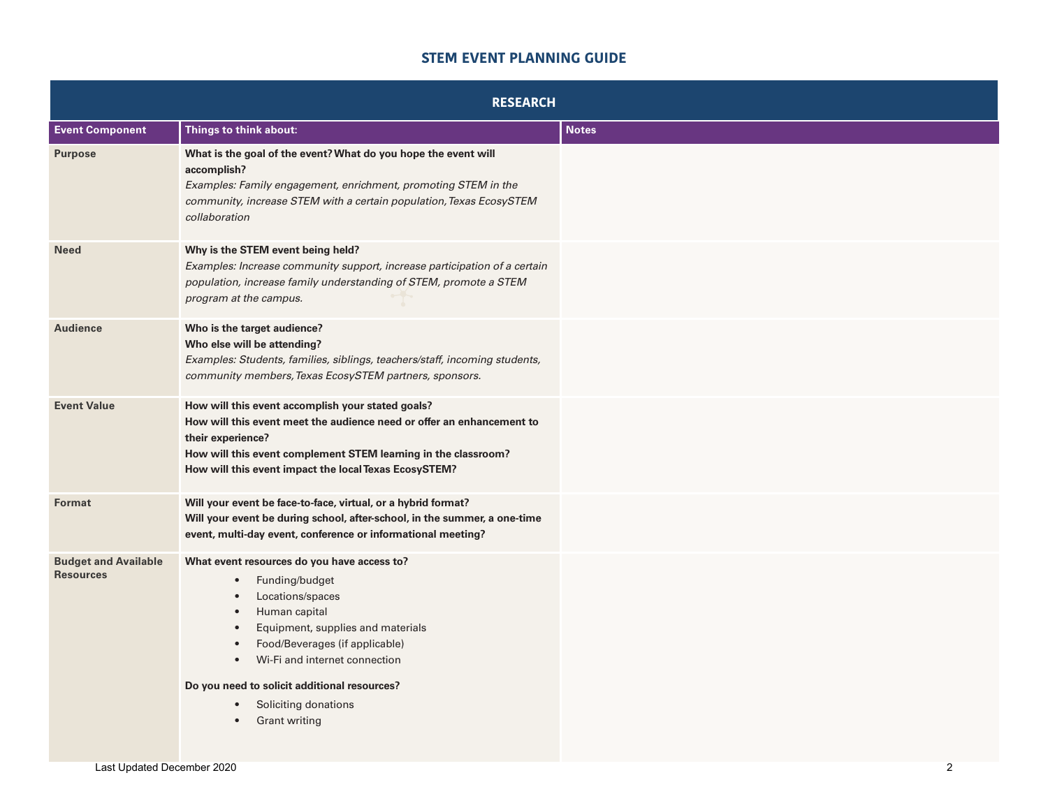# STEM EVENT PLANNING GUIDE

## RESEARCH

| Event Component | Things to think about: | Notes |
| --- | --- | --- |
| **Purpose** | **What is the goal of the event? What do you hope the event will accomplish?**<br>*Examples: Family engagement, enrichment, promoting STEM in the community, increase STEM with a certain population, Texas EcosySTEM collaboration* | |
| **Need** | **Why is the STEM event being held?**<br>*Examples: Increase community support, increase participation of a certain population, increase family understanding of STEM, promote a STEM program at the campus.* | |
| **Audience** | **Who is the target audience?**<br>**Who else will be attending?**<br>*Examples: Students, families, siblings, teachers/staff, incoming students, community members, Texas EcosySTEM partners, sponsors.* | |
| **Event Value** | **How will this event accomplish your stated goals?**<br>**How will this event meet the audience need or offer an enhancement to their experience?**<br>**How will this event complement STEM learning in the classroom?**<br>**How will this event impact the local Texas EcosySTEM?** | |
| **Format** | **Will your event be face-to-face, virtual, or a hybrid format?**<br>**Will your event be during school, after-school, in the summer, a one-time event, multi-day event, conference or informational meeting?** | |
| **Budget and Available Resources** | **What event resources do you have access to?**<br>• Funding/budget<br>• Locations/spaces<br>• Human capital<br>• Equipment, supplies and materials<br>• Food/Beverages (if applicable)<br>• Wi-Fi and internet connection<br>**Do you need to solicit additional resources?**<br>• Soliciting donations<br>• Grant writing | |

Last Updated December 2020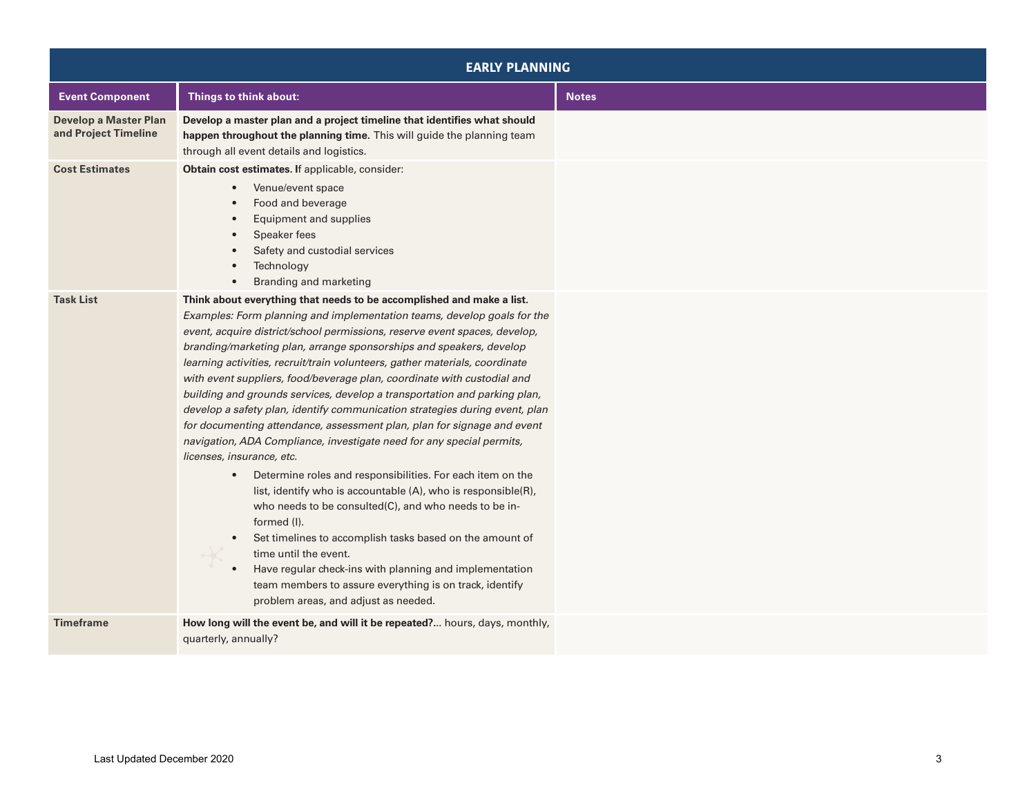| EARLY PLANNING | | |
|---|---|---|
| **Event Component** | **Things to think about:** | **Notes** |
| **Develop a Master Plan and Project Timeline** | **Develop a master plan and a project timeline that identifies what should happen throughout the planning time.** This will guide the planning team through all event details and logistics. | |
| **Cost Estimates** | **Obtain cost estimates. I**f applicable, consider: <br>• Venue/event space <br>• Food and beverage <br>• Equipment and supplies <br>• Speaker fees <br>• Safety and custodial services <br>• Technology <br>• Branding and marketing | |
| **Task List** | **Think about everything that needs to be accomplished and make a list.** *Examples: Form planning and implementation teams, develop goals for the event, acquire district/school permissions, reserve event spaces, develop, branding/marketing plan, arrange sponsorships and speakers, develop learning activities, recruit/train volunteers, gather materials, coordinate with event suppliers, food/beverage plan, coordinate with custodial and building and grounds services, develop a transportation and parking plan, develop a safety plan, identify communication strategies during event, plan for documenting attendance, assessment plan, plan for signage and event navigation, ADA Compliance, investigate need for any special permits, licenses, insurance, etc.* <br>• Determine roles and responsibilities. For each item on the list, identify who is accountable (A), who is responsible(R), who needs to be consulted(C), and who needs to be informed (I). <br>• Set timelines to accomplish tasks based on the amount of time until the event. <br>• Have regular check-ins with planning and implementation team members to assure everything is on track, identify problem areas, and adjust as needed. | |
| **Timeframe** | **How long will the event be, and will it be repeated?...** hours, days, monthly, quarterly, annually? | |

Last Updated December 2020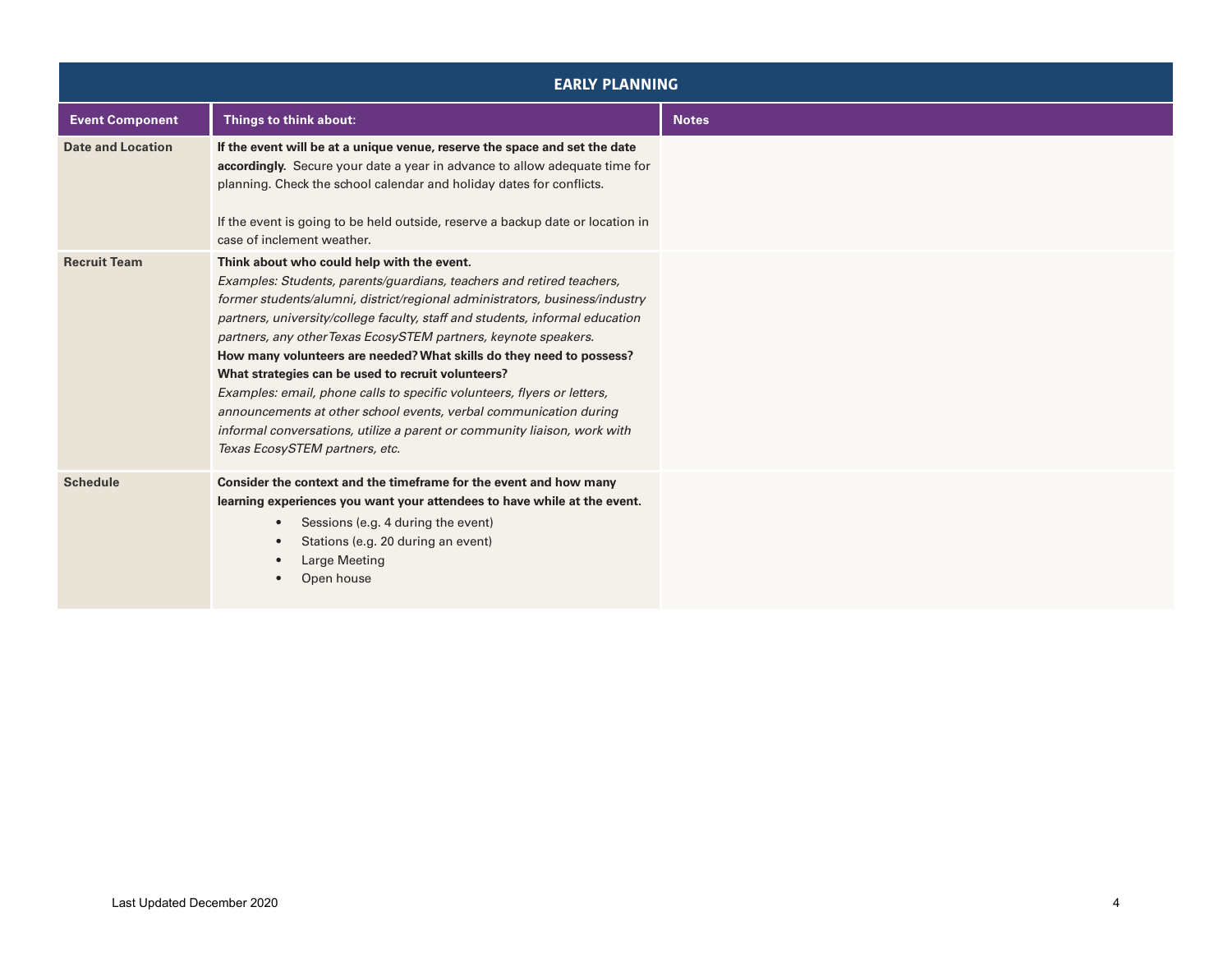| EARLY PLANNING | | |
|---|---|---|
| **Event Component** | **Things to think about:** | **Notes** |
| **Date and Location** | **If the event will be at a unique venue, reserve the space and set the date accordingly.** Secure your date a year in advance to allow adequate time for planning. Check the school calendar and holiday dates for conflicts.<br><br>If the event is going to be held outside, reserve a backup date or location in case of inclement weather. | |
| **Recruit Team** | **Think about who could help with the event.**<br>*Examples: Students, parents/guardians, teachers and retired teachers, former students/alumni, district/regional administrators, business/industry partners, university/college faculty, staff and students, informal education partners, any other Texas EcosySTEM partners, keynote speakers.*<br>**How many volunteers are needed? What skills do they need to possess? What strategies can be used to recruit volunteers?**<br>*Examples: email, phone calls to specific volunteers, flyers or letters, announcements at other school events, verbal communication during informal conversations, utilize a parent or community liaison, work with Texas EcosySTEM partners, etc.* | |
| **Schedule** | **Consider the context and the timeframe for the event and how many learning experiences you want your attendees to have while at the event.**<br>• Sessions (e.g. 4 during the event)<br>• Stations (e.g. 20 during an event)<br>• Large Meeting<br>• Open house | |

Last Updated December 2020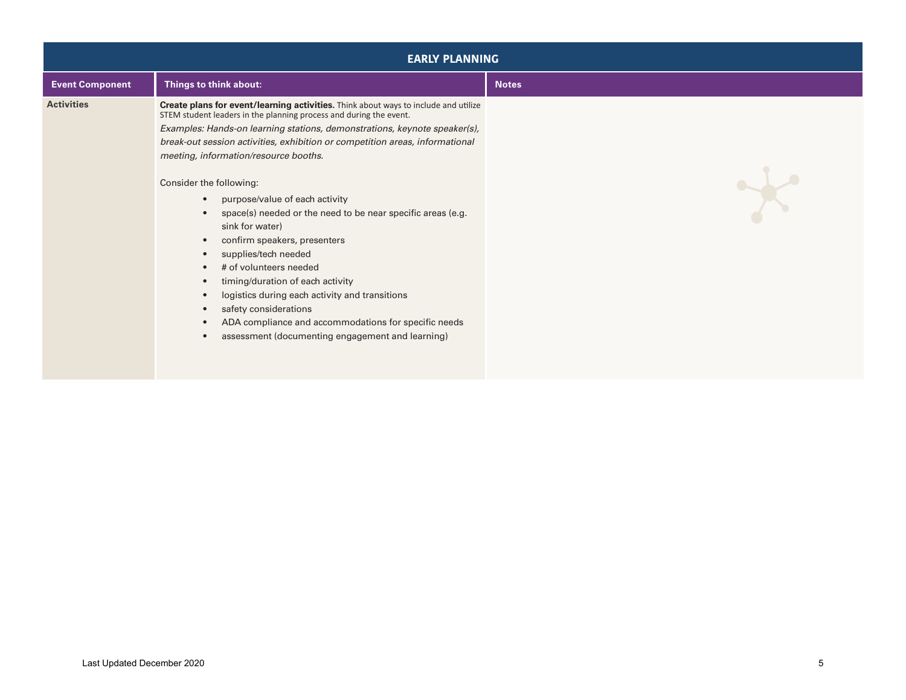## EARLY PLANNING

| Event Component | Things to think about: | Notes |
|---|---|---|
| **Activities** | **Create plans for event/learning activities.** Think about ways to include and utilize STEM student leaders in the planning process and during the event.<br>*Examples: Hands-on learning stations, demonstrations, keynote speaker(s), break-out session activities, exhibition or competition areas, informational meeting, information/resource booths.*<br><br>Consider the following:<br>• purpose/value of each activity<br>• space(s) needed or the need to be near specific areas (e.g. sink for water)<br>• confirm speakers, presenters<br>• supplies/tech needed<br>• # of volunteers needed<br>• timing/duration of each activity<br>• logistics during each activity and transitions<br>• safety considerations<br>• ADA compliance and accommodations for specific needs<br>• assessment (documenting engagement and learning) | |

Last Updated December 2020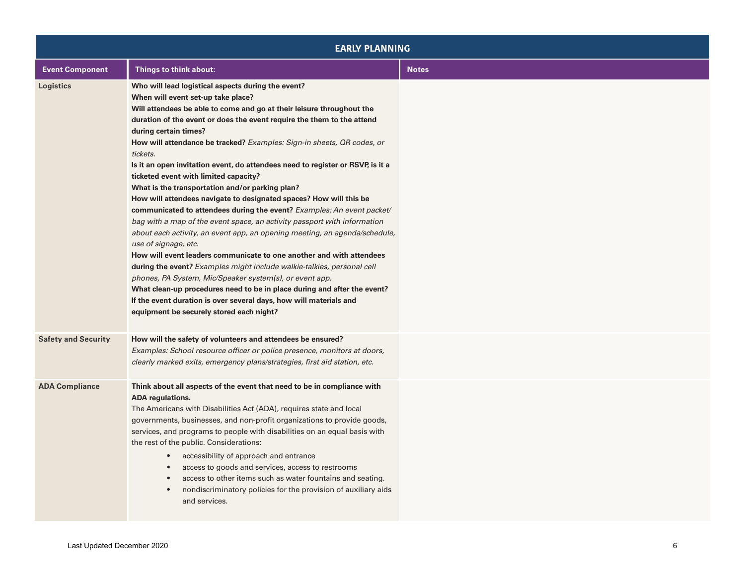| EARLY PLANNING | | |
|---|---|---|
| **Event Component** | **Things to think about:** | **Notes** |
| **Logistics** | **Who will lead logistical aspects during the event?**<br>**When will event set-up take place?**<br>**Will attendees be able to come and go at their leisure throughout the duration of the event or does the event require the them to the attend during certain times?**<br>**How will attendance be tracked?** *Examples: Sign-in sheets, QR codes, or tickets.*<br>**Is it an open invitation event, do attendees need to register or RSVP, is it a ticketed event with limited capacity?**<br>**What is the transportation and/or parking plan?**<br>**How will attendees navigate to designated spaces? How will this be communicated to attendees during the event?** *Examples: An event packet/bag with a map of the event space, an activity passport with information about each activity, an event app, an opening meeting, an agenda/schedule, use of signage, etc.*<br>**How will event leaders communicate to one another and with attendees during the event?** *Examples might include walkie-talkies, personal cell phones, PA System, Mic/Speaker system(s), or event app.*<br>**What clean-up procedures need to be in place during and after the event?**<br>**If the event duration is over several days, how will materials and equipment be securely stored each night?** | |
| **Safety and Security** | **How will the safety of volunteers and attendees be ensured?**<br>*Examples: School resource officer or police presence, monitors at doors, clearly marked exits, emergency plans/strategies, first aid station, etc.* | |
| **ADA Compliance** | **Think about all aspects of the event that need to be in compliance with ADA regulations.**<br>The Americans with Disabilities Act (ADA), requires state and local governments, businesses, and non-profit organizations to provide goods, services, and programs to people with disabilities on an equal basis with the rest of the public. Considerations:<br>• accessibility of approach and entrance<br>• access to goods and services, access to restrooms<br>• access to other items such as water fountains and seating.<br>• nondiscriminatory policies for the provision of auxiliary aids and services. | |

Last Updated December 2020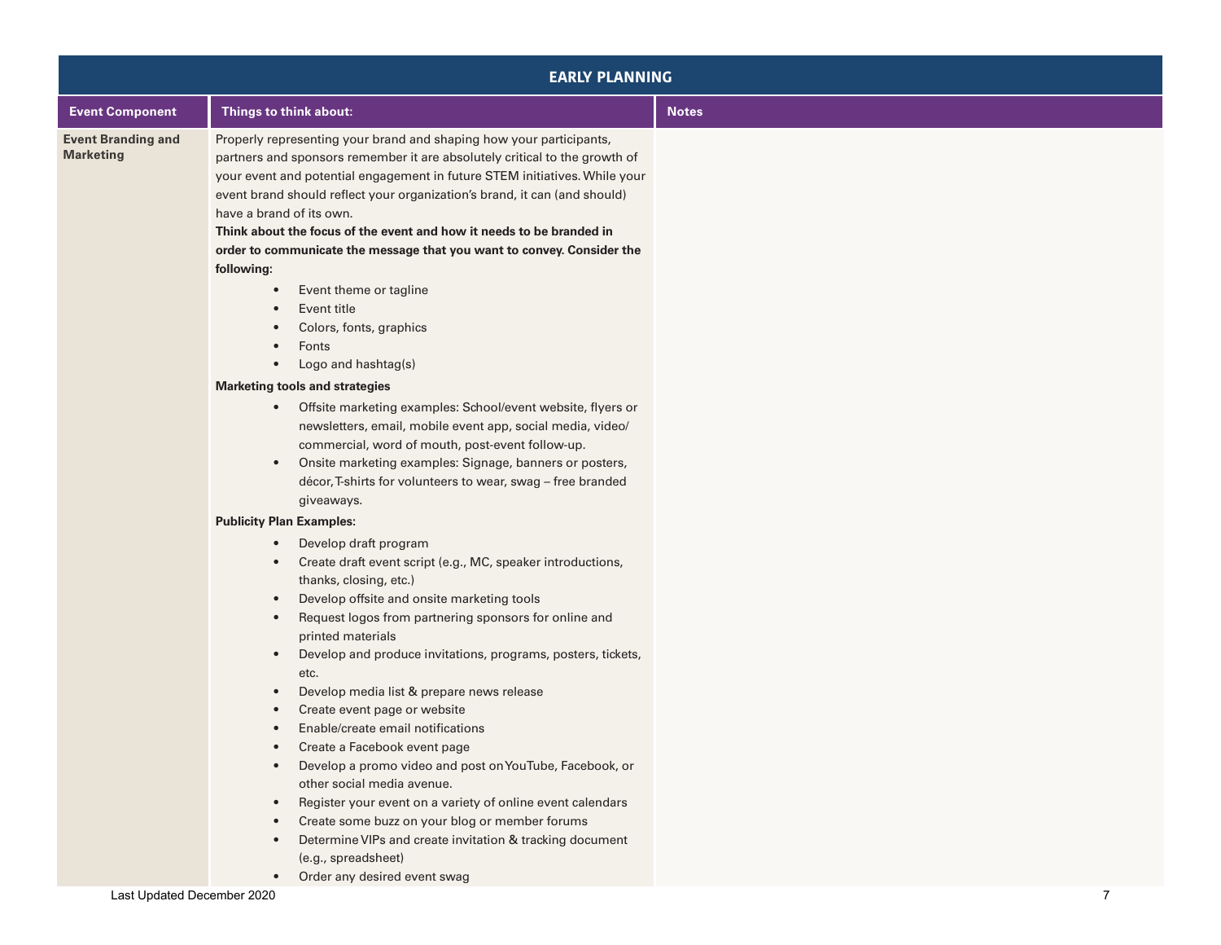| EARLY PLANNING | | |
|---|---|---|
| **Event Component** | **Things to think about:** | **Notes** |
| **Event Branding and Marketing** | Properly representing your brand and shaping how your participants, partners and sponsors remember it are absolutely critical to the growth of your event and potential engagement in future STEM initiatives. While your event brand should reflect your organization's brand, it can (and should) have a brand of its own.<br>**Think about the focus of the event and how it needs to be branded in order to communicate the message that you want to convey. Consider the following:**<br>• Event theme or tagline<br>• Event title<br>• Colors, fonts, graphics<br>• Fonts<br>• Logo and hashtag(s)<br>**Marketing tools and strategies**<br>• Offsite marketing examples: School/event website, flyers or newsletters, email, mobile event app, social media, video/ commercial, word of mouth, post-event follow-up.<br>• Onsite marketing examples: Signage, banners or posters, décor, T-shirts for volunteers to wear, swag – free branded giveaways.<br>**Publicity Plan Examples:**<br>• Develop draft program<br>• Create draft event script (e.g., MC, speaker introductions, thanks, closing, etc.)<br>• Develop offsite and onsite marketing tools<br>• Request logos from partnering sponsors for online and printed materials<br>• Develop and produce invitations, programs, posters, tickets, etc.<br>• Develop media list & prepare news release<br>• Create event page or website<br>• Enable/create email notifications<br>• Create a Facebook event page<br>• Develop a promo video and post on YouTube, Facebook, or other social media avenue.<br>• Register your event on a variety of online event calendars<br>• Create some buzz on your blog or member forums<br>• Determine VIPs and create invitation & tracking document (e.g., spreadsheet)<br>• Order any desired event swag | |

Last Updated December 2020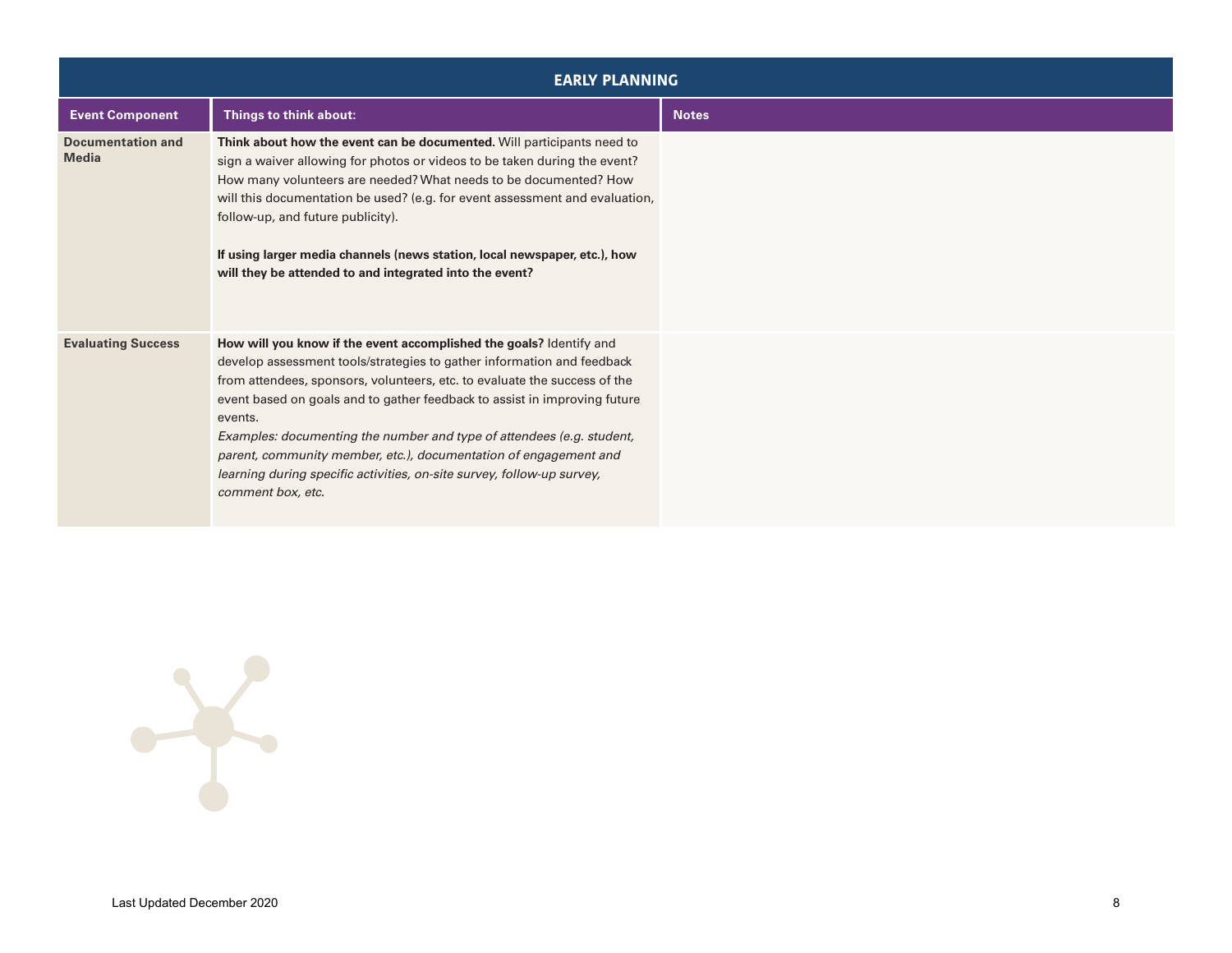| EARLY PLANNING | | |
|---|---|---|
| **Event Component** | **Things to think about:** | **Notes** |
| **Documentation and Media** | **Think about how the event can be documented.** Will participants need to sign a waiver allowing for photos or videos to be taken during the event? How many volunteers are needed? What needs to be documented? How will this documentation be used? (e.g. for event assessment and evaluation, follow-up, and future publicity).<br><br>**If using larger media channels (news station, local newspaper, etc.), how will they be attended to and integrated into the event?** | |
| **Evaluating Success** | **How will you know if the event accomplished the goals?** Identify and develop assessment tools/strategies to gather information and feedback from attendees, sponsors, volunteers, etc. to evaluate the success of the event based on goals and to gather feedback to assist in improving future events.<br>*Examples: documenting the number and type of attendees (e.g. student, parent, community member, etc.), documentation of engagement and learning during specific activities, on-site survey, follow-up survey, comment box, etc.* | |

Last Updated December 2020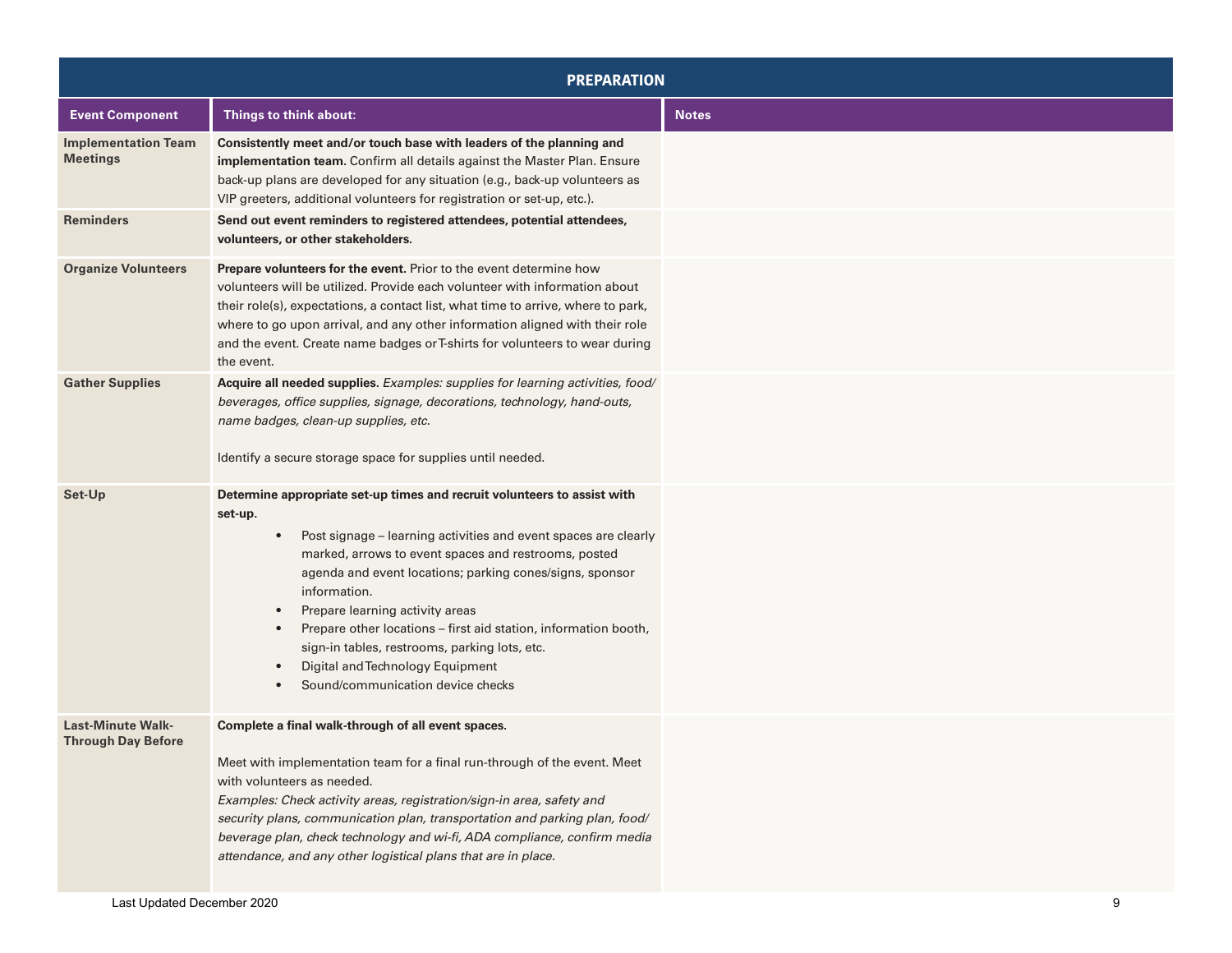| PREPARATION | | |
|---|---|---|
| **Event Component** | **Things to think about:** | **Notes** |
| **Implementation Team Meetings** | **Consistently meet and/or touch base with leaders of the planning and implementation team.** Confirm all details against the Master Plan. Ensure back-up plans are developed for any situation (e.g., back-up volunteers as VIP greeters, additional volunteers for registration or set-up, etc.). | |
| **Reminders** | **Send out event reminders to registered attendees, potential attendees, volunteers, or other stakeholders.** | |
| **Organize Volunteers** | **Prepare volunteers for the event.** Prior to the event determine how volunteers will be utilized. Provide each volunteer with information about their role(s), expectations, a contact list, what time to arrive, where to park, where to go upon arrival, and any other information aligned with their role and the event. Create name badges or T-shirts for volunteers to wear during the event. | |
| **Gather Supplies** | **Acquire all needed supplies.** *Examples: supplies for learning activities, food/beverages, office supplies, signage, decorations, technology, hand-outs, name badges, clean-up supplies, etc.*<br><br>Identify a secure storage space for supplies until needed. | |
| **Set-Up** | **Determine appropriate set-up times and recruit volunteers to assist with set-up.**<br>• Post signage – learning activities and event spaces are clearly marked, arrows to event spaces and restrooms, posted agenda and event locations; parking cones/signs, sponsor information.<br>• Prepare learning activity areas<br>• Prepare other locations – first aid station, information booth, sign-in tables, restrooms, parking lots, etc.<br>• Digital and Technology Equipment<br>• Sound/communication device checks | |
| **Last-Minute Walk-Through Day Before** | **Complete a final walk-through of all event spaces.**<br><br>Meet with implementation team for a final run-through of the event. Meet with volunteers as needed.<br>*Examples: Check activity areas, registration/sign-in area, safety and security plans, communication plan, transportation and parking plan, food/beverage plan, check technology and wi-fi, ADA compliance, confirm media attendance, and any other logistical plans that are in place.* | |

Last Updated December 2020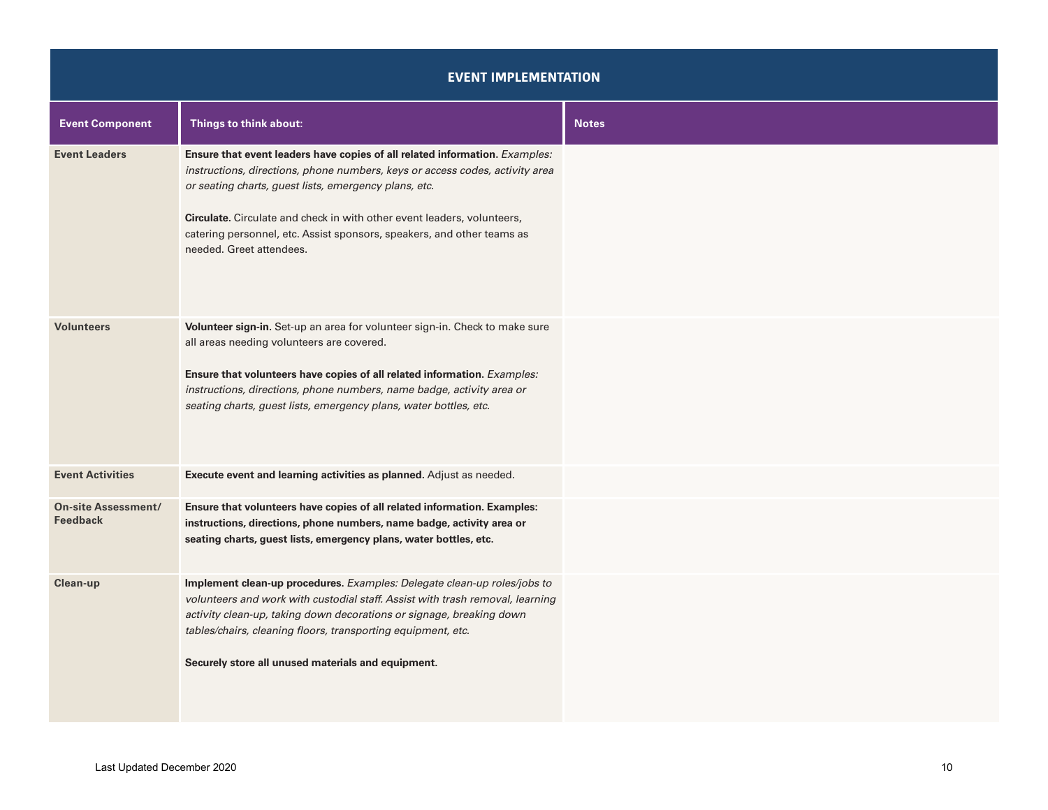| EVENT IMPLEMENTATION | | |
|---|---|---|
| **Event Component** | **Things to think about:** | **Notes** |
| **Event Leaders** | **Ensure that event leaders have copies of all related information.** *Examples: instructions, directions, phone numbers, keys or access codes, activity area or seating charts, guest lists, emergency plans, etc.*<br><br>**Circulate.** Circulate and check in with other event leaders, volunteers, catering personnel, etc. Assist sponsors, speakers, and other teams as needed. Greet attendees. | |
| **Volunteers** | **Volunteer sign-in.** Set-up an area for volunteer sign-in. Check to make sure all areas needing volunteers are covered.<br><br>**Ensure that volunteers have copies of all related information.** *Examples: instructions, directions, phone numbers, name badge, activity area or seating charts, guest lists, emergency plans, water bottles, etc.* | |
| **Event Activities** | **Execute event and learning activities as planned.** Adjust as needed. | |
| **On-site Assessment/ Feedback** | **Ensure that volunteers have copies of all related information. Examples: instructions, directions, phone numbers, name badge, activity area or seating charts, guest lists, emergency plans, water bottles, etc.** | |
| **Clean-up** | **Implement clean-up procedures.** *Examples: Delegate clean-up roles/jobs to volunteers and work with custodial staff. Assist with trash removal, learning activity clean-up, taking down decorations or signage, breaking down tables/chairs, cleaning floors, transporting equipment, etc.*<br><br>**Securely store all unused materials and equipment.** | |

Last Updated December 2020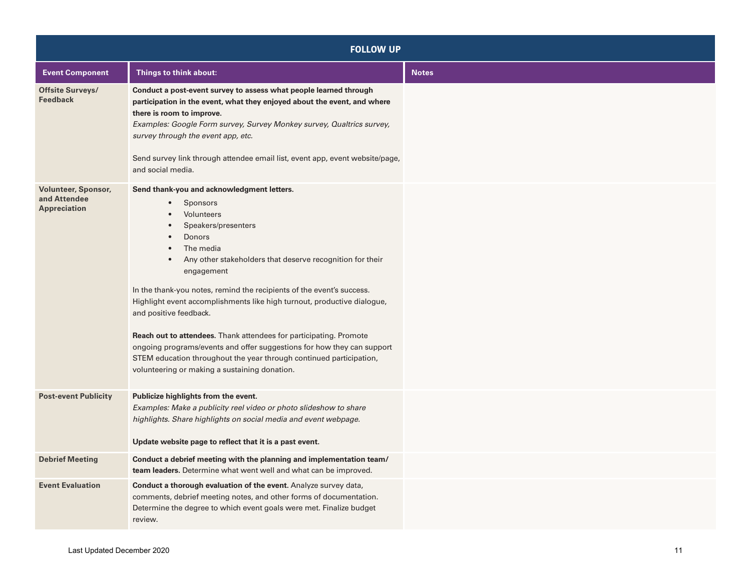| FOLLOW UP | | |
|---|---|---|
| **Event Component** | **Things to think about:** | **Notes** |
| **Offsite Surveys/ Feedback** | **Conduct a post-event survey to assess what people learned through participation in the event, what they enjoyed about the event, and where there is room to improve.**<br>*Examples: Google Form survey, Survey Monkey survey, Qualtrics survey, survey through the event app, etc.*<br><br>Send survey link through attendee email list, event app, event website/page, and social media. | |
| **Volunteer, Sponsor, and Attendee Appreciation** | **Send thank-you and acknowledgment letters.**<br>• Sponsors<br>• Volunteers<br>• Speakers/presenters<br>• Donors<br>• The media<br>• Any other stakeholders that deserve recognition for their engagement<br><br>In the thank-you notes, remind the recipients of the event's success. Highlight event accomplishments like high turnout, productive dialogue, and positive feedback.<br><br>**Reach out to attendees.** Thank attendees for participating. Promote ongoing programs/events and offer suggestions for how they can support STEM education throughout the year through continued participation, volunteering or making a sustaining donation. | |
| **Post-event Publicity** | **Publicize highlights from the event.**<br>*Examples: Make a publicity reel video or photo slideshow to share highlights. Share highlights on social media and event webpage.*<br><br>**Update website page to reflect that it is a past event.** | |
| **Debrief Meeting** | **Conduct a debrief meeting with the planning and implementation team/ team leaders.** Determine what went well and what can be improved. | |
| **Event Evaluation** | **Conduct a thorough evaluation of the event.** Analyze survey data, comments, debrief meeting notes, and other forms of documentation. Determine the degree to which event goals were met. Finalize budget review. | |

Last Updated December 2020